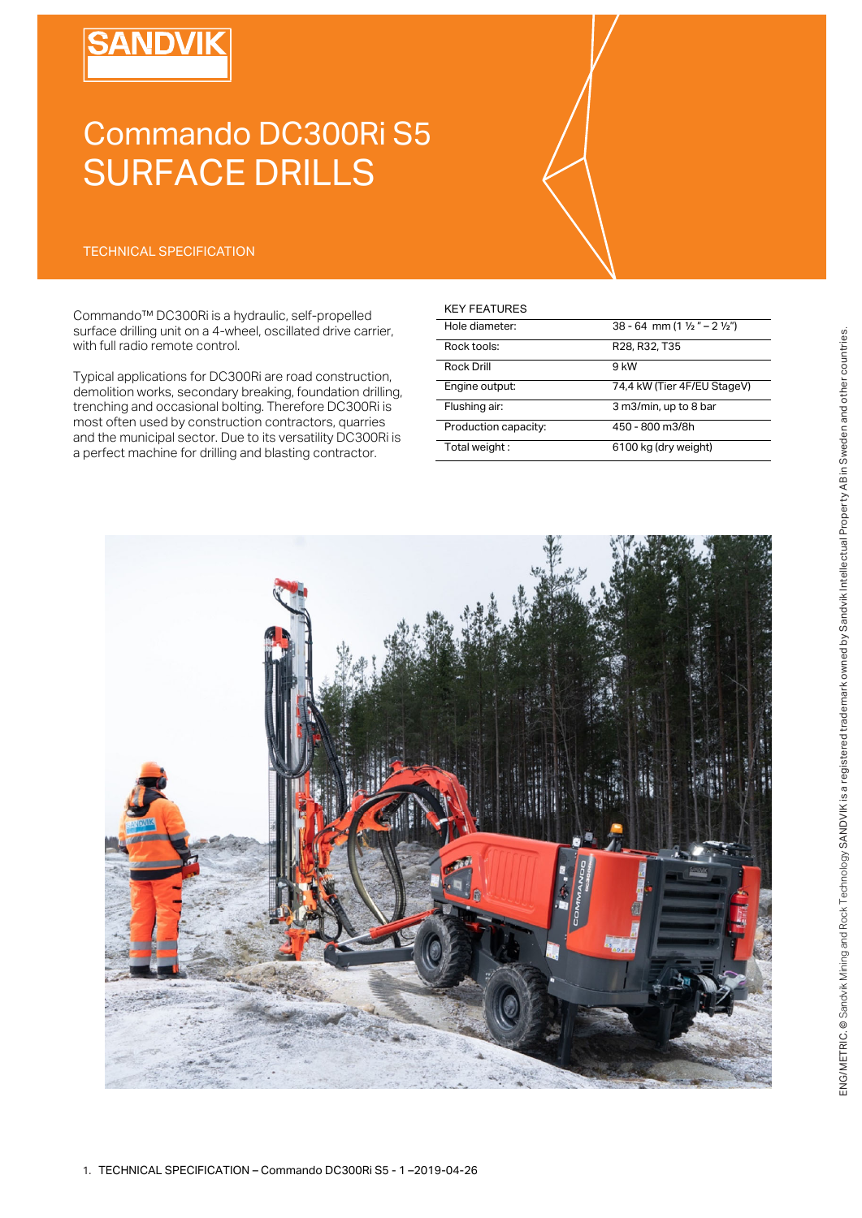SANDVIK

# Commando DC300Ri S5
# SURFACE DRILLS

TECHNICAL SPECIFICATION

Commando™ DC300Ri is a hydraulic, self-propelled surface drilling unit on a 4-wheel, oscillated drive carrier, with full radio remote control.

Typical applications for DC300Ri are road construction, demolition works, secondary breaking, foundation drilling, trenching and occasional bolting. Therefore DC300Ri is most often used by construction contractors, quarries and the municipal sector. Due to its versatility DC300Ri is a perfect machine for drilling and blasting contractor.

| KEY FEATURES | |
|---|---|
| Hole diameter: | 38 - 64 mm (1 ½ " – 2 ½") |
| Rock tools: | R28, R32, T35 |
| Rock Drill | 9 kW |
| Engine output: | 74,4 kW (Tier 4F/EU StageV) |
| Flushing air: | 3 m3/min, up to 8 bar |
| Production capacity: | 450 - 800 m3/8h |
| Total weight : | 6100 kg (dry weight) |

ENG/METRIC. © Sandvik Mining and Rock Technology SANDVIK is a registered trademark owned by Sandvik Intellectual Property AB in Sweden and other countries.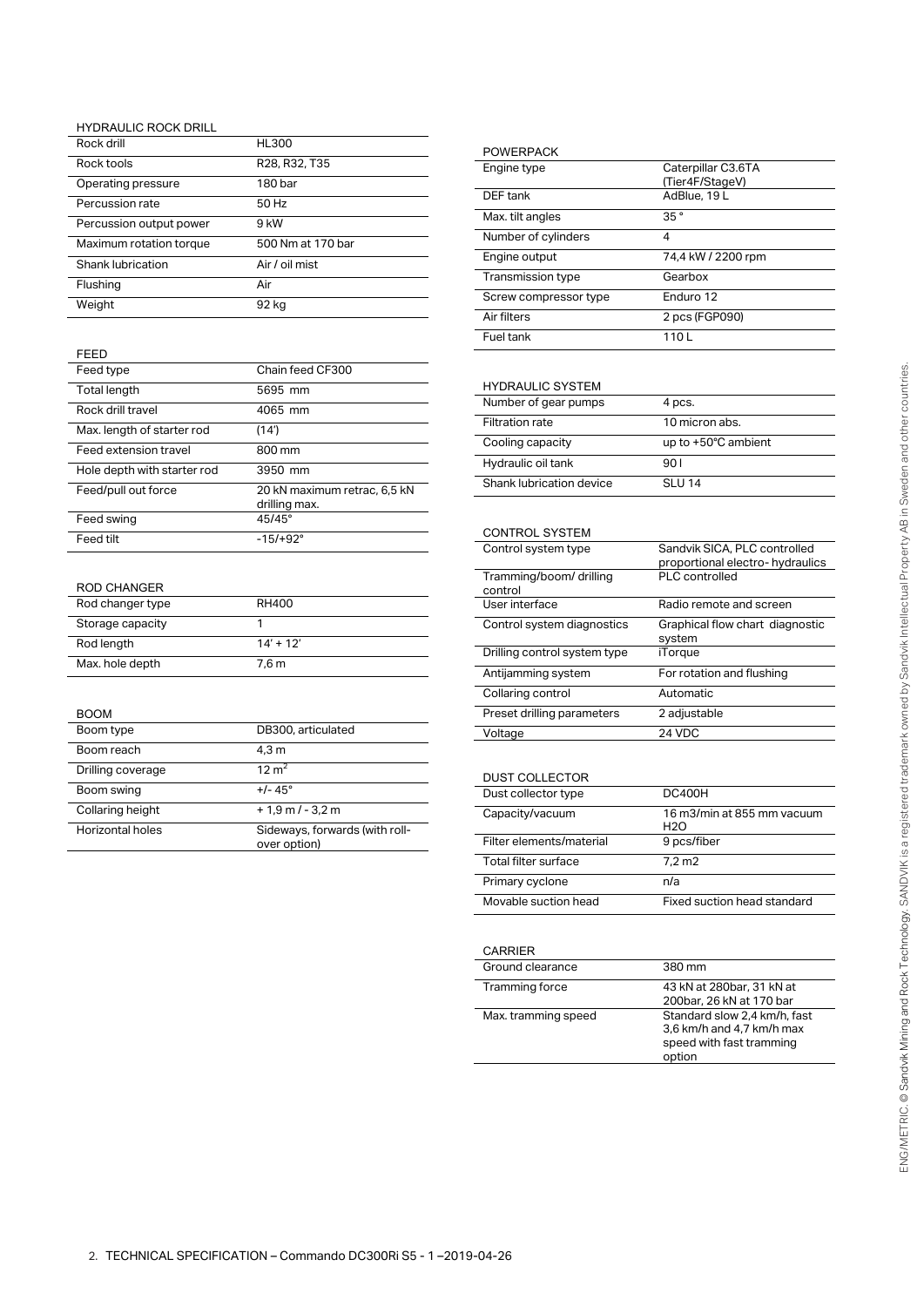## HYDRAULIC ROCK DRILL

| | |
|---|---|
| Rock drill | HL300 |
| Rock tools | R28, R32, T35 |
| Operating pressure | 180 bar |
| Percussion rate | 50 Hz |
| Percussion output power | 9 kW |
| Maximum rotation torque | 500 Nm at 170 bar |
| Shank lubrication | Air / oil mist |
| Flushing | Air |
| Weight | 92 kg |

## FEED

| | |
|---|---|
| Feed type | Chain feed CF300 |
| Total length | 5695 mm |
| Rock drill travel | 4065 mm |
| Max. length of starter rod | (14') |
| Feed extension travel | 800 mm |
| Hole depth with starter rod | 3950 mm |
| Feed/pull out force | 20 kN maximum retrac, 6,5 kN drilling max. |
| Feed swing | 45/45° |
| Feed tilt | -15/+92° |

## ROD CHANGER

| | |
|---|---|
| Rod changer type | RH400 |
| Storage capacity | 1 |
| Rod length | 14' + 12' |
| Max. hole depth | 7,6 m |

## BOOM

| | |
|---|---|
| Boom type | DB300, articulated |
| Boom reach | 4,3 m |
| Drilling coverage | 12 $m^2$ |
| Boom swing | +/- 45° |
| Collaring height | + 1,9 m / - 3,2 m |
| Horizontal holes | Sideways, forwards (with roll-over option) |

## POWERPACK

| | |
|---|---|
| Engine type | Caterpillar C3.6TA (Tier4F/StageV) |
| DEF tank | AdBlue, 19 L |
| Max. tilt angles | 35 ° |
| Number of cylinders | 4 |
| Engine output | 74,4 kW / 2200 rpm |
| Transmission type | Gearbox |
| Screw compressor type | Enduro 12 |
| Air filters | 2 pcs (FGP090) |
| Fuel tank | 110 L |

## HYDRAULIC SYSTEM

| | |
|---|---|
| Number of gear pumps | 4 pcs. |
| Filtration rate | 10 micron abs. |
| Cooling capacity | up to +50°C ambient |
| Hydraulic oil tank | 90 l |
| Shank lubrication device | SLU 14 |

## CONTROL SYSTEM

| | |
|---|---|
| Control system type | Sandvik SICA, PLC controlled proportional electro- hydraulics |
| Tramming/boom/ drilling control | PLC controlled |
| User interface | Radio remote and screen |
| Control system diagnostics | Graphical flow chart diagnostic system |
| Drilling control system type | iTorque |
| Antijamming system | For rotation and flushing |
| Collaring control | Automatic |
| Preset drilling parameters | 2 adjustable |
| Voltage | 24 VDC |

## DUST COLLECTOR

| | |
|---|---|
| Dust collector type | DC400H |
| Capacity/vacuum | 16 m3/min at 855 mm vacuum $H_2O$ |
| Filter elements/material | 9 pcs/fiber |
| Total filter surface | 7,2 m2 |
| Primary cyclone | n/a |
| Movable suction head | Fixed suction head standard |

## CARRIER

| | |
|---|---|
| Ground clearance | 380 mm |
| Tramming force | 43 kN at 280bar, 31 kN at 200bar, 26 kN at 170 bar |
| Max. tramming speed | Standard slow 2,4 km/h, fast 3,6 km/h and 4,7 km/h max speed with fast tramming option |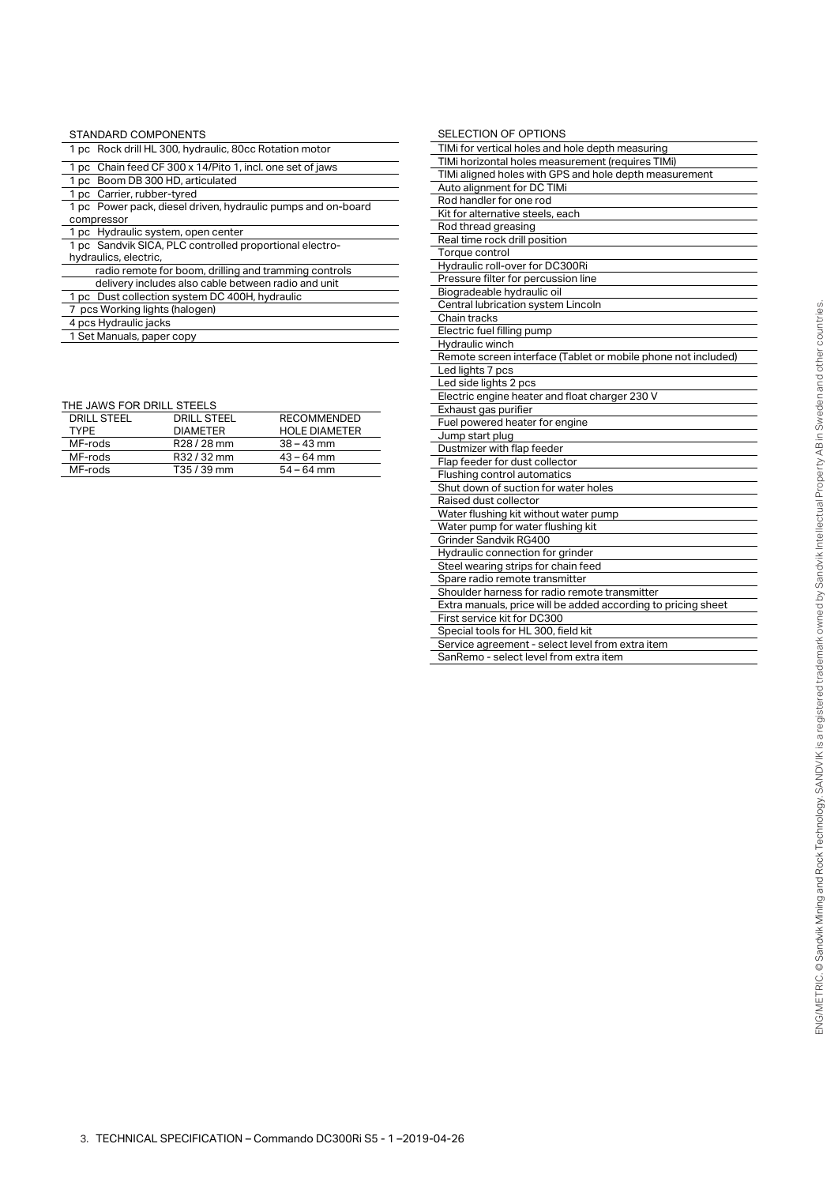## STANDARD COMPONENTS

- 1 pc Rock drill HL 300, hydraulic, 80cc Rotation motor
- 1 pc Chain feed CF 300 x 14/Pito 1, incl. one set of jaws
- 1 pc Boom DB 300 HD, articulated
- 1 pc Carrier, rubber-tyred
- 1 pc Power pack, diesel driven, hydraulic pumps and on-board compressor
- 1 pc Hydraulic system, open center
- 1 pc Sandvik SICA, PLC controlled proportional electro-hydraulics, electric,
  - radio remote for boom, drilling and tramming controls
  - delivery includes also cable between radio and unit
- 1 pc Dust collection system DC 400H, hydraulic
- 7 pcs Working lights (halogen)
- 4 pcs Hydraulic jacks
- 1 Set Manuals, paper copy

## THE JAWS FOR DRILL STEELS

| DRILL STEEL TYPE | DRILL STEEL DIAMETER | RECOMMENDED HOLE DIAMETER |
|---|---|---|
| MF-rods | R28 / 28 mm | 38 – 43 mm |
| MF-rods | R32 / 32 mm | 43 – 64 mm |
| MF-rods | T35 / 39 mm | 54 – 64 mm |

## SELECTION OF OPTIONS

- TIMi for vertical holes and hole depth measuring
- TIMi horizontal holes measurement (requires TIMi)
- TIMi aligned holes with GPS and hole depth measurement
- Auto alignment for DC TIMi
- Rod handler for one rod
- Kit for alternative steels, each
- Rod thread greasing
- Real time rock drill position
- Torque control
- Hydraulic roll-over for DC300Ri
- Pressure filter for percussion line
- Biogradeable hydraulic oil
- Central lubrication system Lincoln
- Chain tracks
- Electric fuel filling pump
- Hydraulic winch
- Remote screen interface (Tablet or mobile phone not included)
- Led lights 7 pcs
- Led side lights 2 pcs
- Electric engine heater and float charger 230 V
- Exhaust gas purifier
- Fuel powered heater for engine
- Jump start plug
- Dustmizer with flap feeder
- Flap feeder for dust collector
- Flushing control automatics
- Shut down of suction for water holes
- Raised dust collector
- Water flushing kit without water pump
- Water pump for water flushing kit
- Grinder Sandvik RG400
- Hydraulic connection for grinder
- Steel wearing strips for chain feed
- Spare radio remote transmitter
- Shoulder harness for radio remote transmitter
- Extra manuals, price will be added according to pricing sheet
- First service kit for DC300
- Special tools for HL 300, field kit
- Service agreement - select level from extra item
- SanRemo - select level from extra item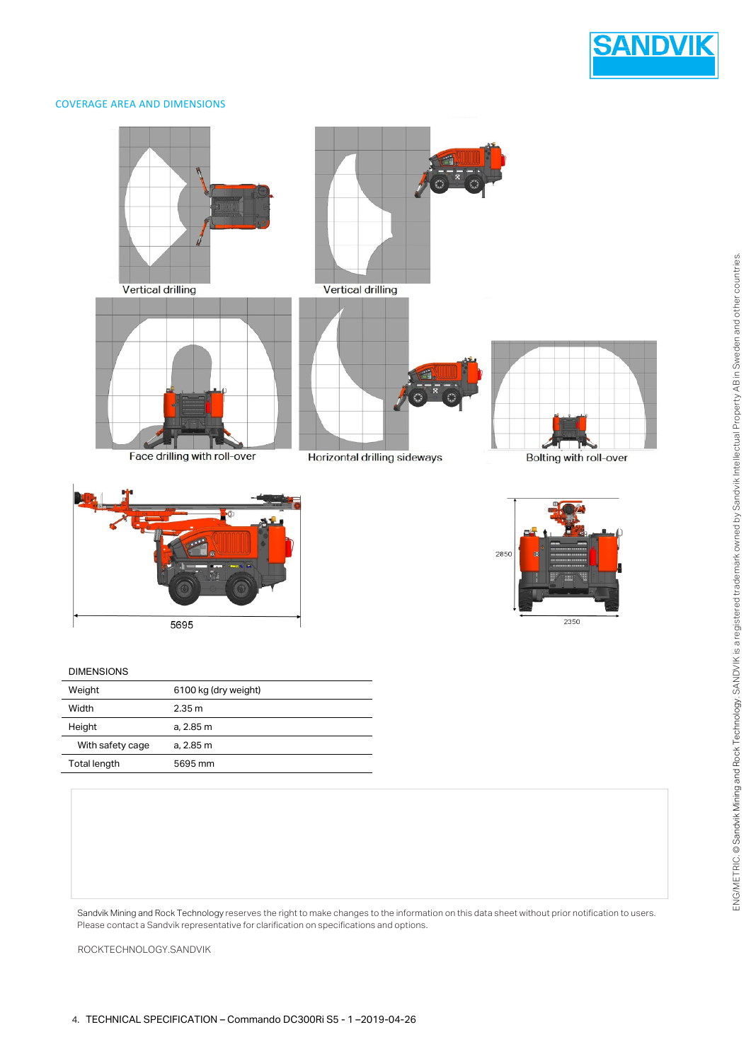## COVERAGE AREA AND DIMENSIONS

Vertical drilling

Vertical drilling

Face drilling with roll-over

Horizontal drilling sideways

Bolting with roll-over

5695

2850

2350

DIMENSIONS

| | |
|---|---|
| Weight | 6100 kg (dry weight) |
| Width | 2.35 m |
| Height | a, 2.85 m |
| With safety cage | a, 2.85 m |
| Total length | 5695 mm |

Sandvik Mining and Rock Technology reserves the right to make changes to the information on this data sheet without prior notification to users. Please contact a Sandvik representative for clarification on specifications and options.

ROCKTECHNOLOGY.SANDVIK

ENG/METRIC. © Sandvik Mining and Rock Technology. SANDVIK is a registered trademark owned by Sandvik Intellectual Property AB in Sweden and other countries.